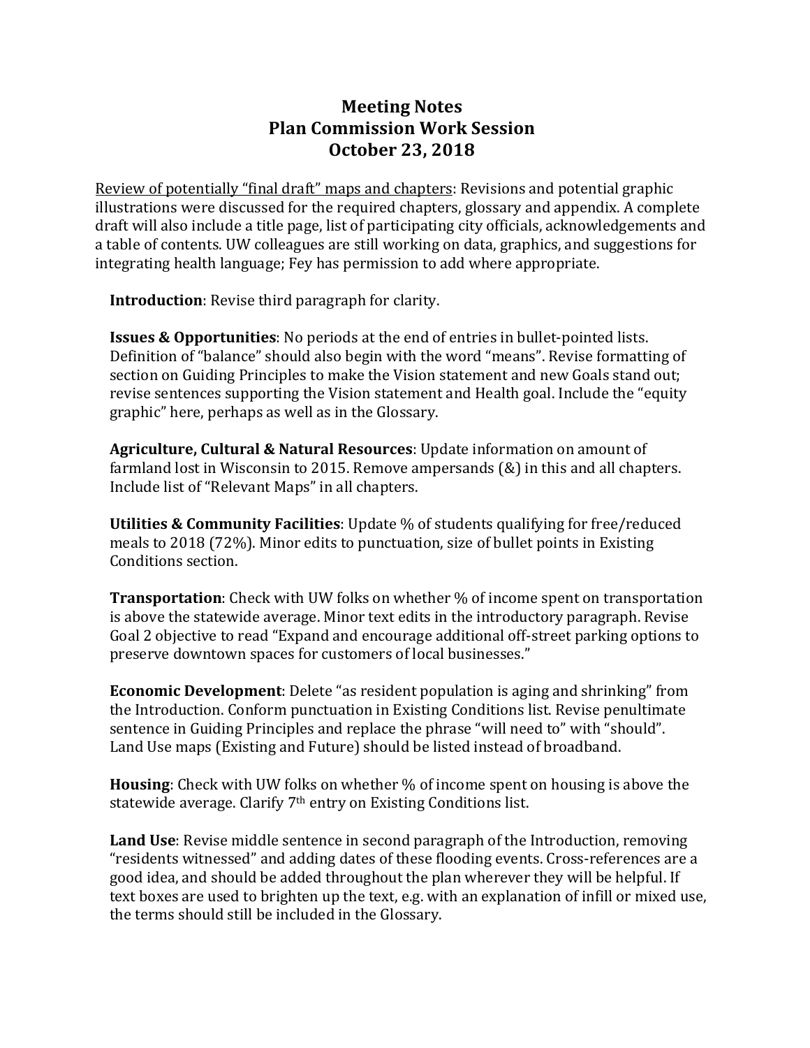# Meeting Notes
# Plan Commission Work Session
# October 23, 2018

<u>Review of potentially "final draft" maps and chapters</u>: Revisions and potential graphic illustrations were discussed for the required chapters, glossary and appendix. A complete draft will also include a title page, list of participating city officials, acknowledgements and a table of contents. UW colleagues are still working on data, graphics, and suggestions for integrating health language; Fey has permission to add where appropriate.

**Introduction**: Revise third paragraph for clarity.

**Issues & Opportunities**: No periods at the end of entries in bullet-pointed lists. Definition of "balance" should also begin with the word "means". Revise formatting of section on Guiding Principles to make the Vision statement and new Goals stand out; revise sentences supporting the Vision statement and Health goal. Include the "equity graphic" here, perhaps as well as in the Glossary.

**Agriculture, Cultural & Natural Resources**: Update information on amount of farmland lost in Wisconsin to 2015. Remove ampersands (&) in this and all chapters. Include list of "Relevant Maps" in all chapters.

**Utilities & Community Facilities**: Update % of students qualifying for free/reduced meals to 2018 (72%). Minor edits to punctuation, size of bullet points in Existing Conditions section.

**Transportation**: Check with UW folks on whether % of income spent on transportation is above the statewide average. Minor text edits in the introductory paragraph. Revise Goal 2 objective to read "Expand and encourage additional off-street parking options to preserve downtown spaces for customers of local businesses."

**Economic Development**: Delete "as resident population is aging and shrinking" from the Introduction. Conform punctuation in Existing Conditions list. Revise penultimate sentence in Guiding Principles and replace the phrase "will need to" with "should". Land Use maps (Existing and Future) should be listed instead of broadband.

**Housing**: Check with UW folks on whether % of income spent on housing is above the statewide average. Clarify 7th entry on Existing Conditions list.

**Land Use**: Revise middle sentence in second paragraph of the Introduction, removing "residents witnessed" and adding dates of these flooding events. Cross-references are a good idea, and should be added throughout the plan wherever they will be helpful. If text boxes are used to brighten up the text, e.g. with an explanation of infill or mixed use, the terms should still be included in the Glossary.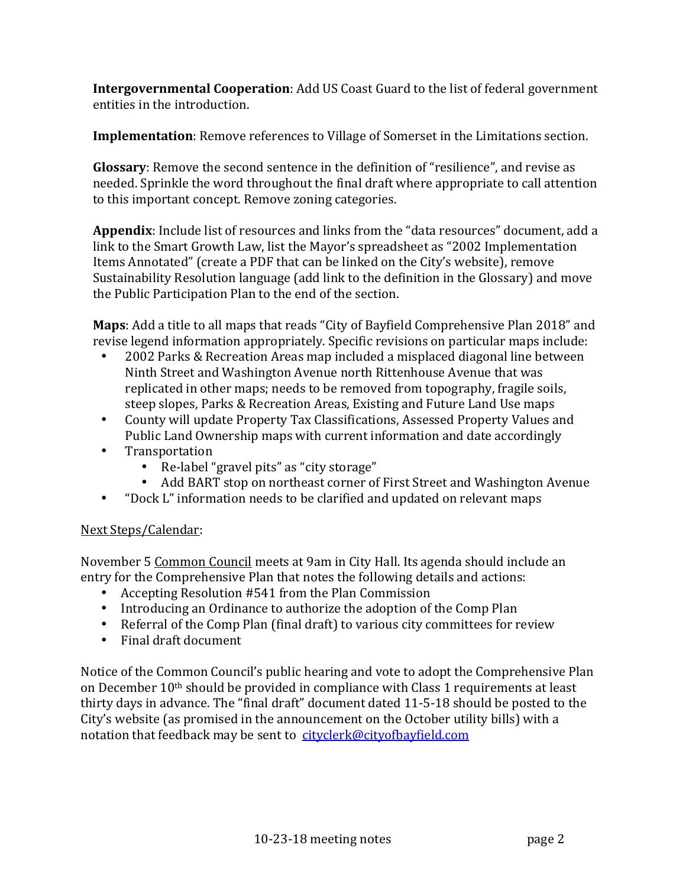**Intergovernmental Cooperation**: Add US Coast Guard to the list of federal government entities in the introduction.

**Implementation**: Remove references to Village of Somerset in the Limitations section.

**Glossary**: Remove the second sentence in the definition of "resilience", and revise as needed. Sprinkle the word throughout the final draft where appropriate to call attention to this important concept. Remove zoning categories.

**Appendix**: Include list of resources and links from the "data resources" document, add a link to the Smart Growth Law, list the Mayor's spreadsheet as "2002 Implementation Items Annotated" (create a PDF that can be linked on the City's website), remove Sustainability Resolution language (add link to the definition in the Glossary) and move the Public Participation Plan to the end of the section.

**Maps**: Add a title to all maps that reads "City of Bayfield Comprehensive Plan 2018" and revise legend information appropriately. Specific revisions on particular maps include:

- 2002 Parks & Recreation Areas map included a misplaced diagonal line between Ninth Street and Washington Avenue north Rittenhouse Avenue that was replicated in other maps; needs to be removed from topography, fragile soils, steep slopes, Parks & Recreation Areas, Existing and Future Land Use maps
- County will update Property Tax Classifications, Assessed Property Values and Public Land Ownership maps with current information and date accordingly
- Transportation
    - Re-label "gravel pits" as "city storage"
    - Add BART stop on northeast corner of First Street and Washington Avenue
- "Dock L" information needs to be clarified and updated on relevant maps

<u>Next Steps/Calendar</u>:

November 5 <u>Common Council</u> meets at 9am in City Hall. Its agenda should include an entry for the Comprehensive Plan that notes the following details and actions:

- Accepting Resolution #541 from the Plan Commission
- Introducing an Ordinance to authorize the adoption of the Comp Plan
- Referral of the Comp Plan (final draft) to various city committees for review
- Final draft document

Notice of the Common Council's public hearing and vote to adopt the Comprehensive Plan on December 10th should be provided in compliance with Class 1 requirements at least thirty days in advance. The "final draft" document dated 11-5-18 should be posted to the City's website (as promised in the announcement on the October utility bills) with a notation that feedback may be sent to cityclerk@cityofbayfield.com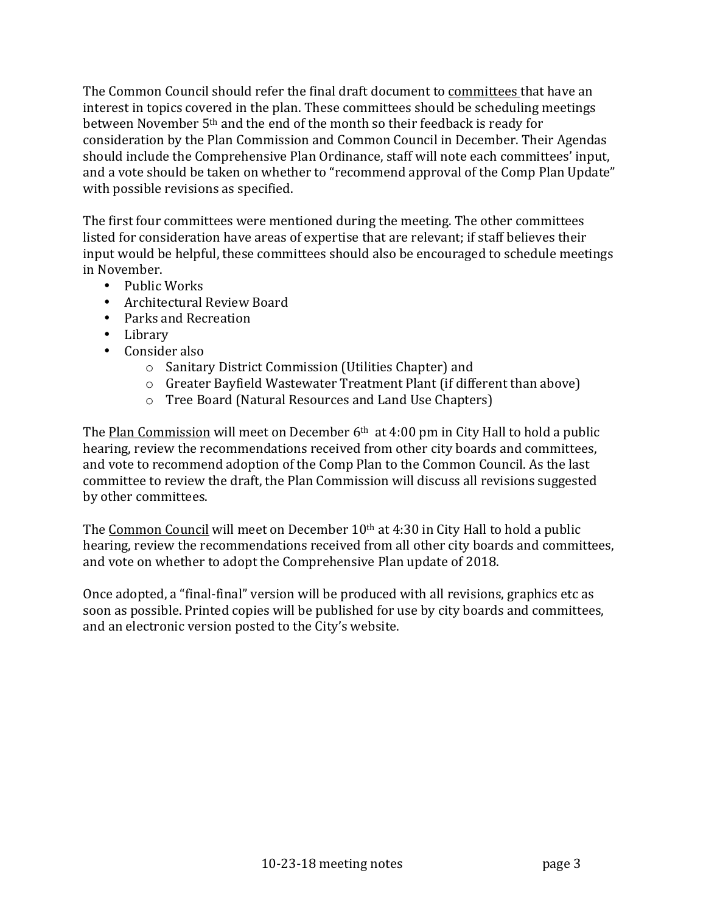The Common Council should refer the final draft document to committees that have an interest in topics covered in the plan. These committees should be scheduling meetings between November 5th and the end of the month so their feedback is ready for consideration by the Plan Commission and Common Council in December. Their Agendas should include the Comprehensive Plan Ordinance, staff will note each committees' input, and a vote should be taken on whether to "recommend approval of the Comp Plan Update" with possible revisions as specified.

The first four committees were mentioned during the meeting. The other committees listed for consideration have areas of expertise that are relevant; if staff believes their input would be helpful, these committees should also be encouraged to schedule meetings in November.

- Public Works
- Architectural Review Board
- Parks and Recreation
- Library
- Consider also
  - Sanitary District Commission (Utilities Chapter) and
  - Greater Bayfield Wastewater Treatment Plant (if different than above)
  - Tree Board (Natural Resources and Land Use Chapters)

The Plan Commission will meet on December 6th at 4:00 pm in City Hall to hold a public hearing, review the recommendations received from other city boards and committees, and vote to recommend adoption of the Comp Plan to the Common Council. As the last committee to review the draft, the Plan Commission will discuss all revisions suggested by other committees.

The Common Council will meet on December 10th at 4:30 in City Hall to hold a public hearing, review the recommendations received from all other city boards and committees, and vote on whether to adopt the Comprehensive Plan update of 2018.

Once adopted, a "final-final" version will be produced with all revisions, graphics etc as soon as possible. Printed copies will be published for use by city boards and committees, and an electronic version posted to the City's website.